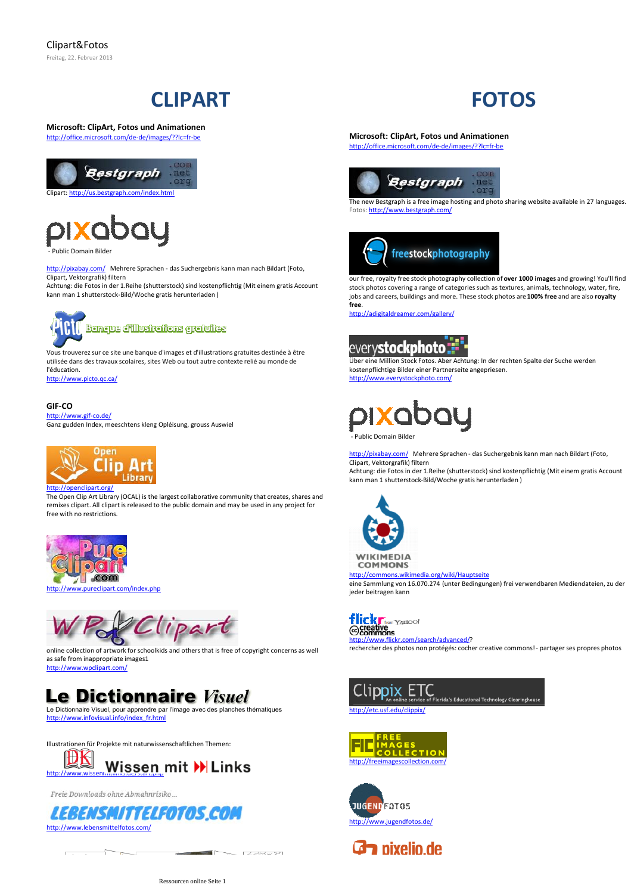Clipart&Fotos

Freitag, 22. Februar 2013

# CLIPART

**Microsoft: ClipArt, Fotos und Animationen**
http://office.microsoft.com/de-de/images/?lc=fr-be

Bestgraph .com .net .org

Clipart: http://us.bestgraph.com/index.html

pixabay

\- Public Domain Bilder

http://pixabay.com/ Mehrere Sprachen - das Suchergebnis kann man nach Bildart (Foto, Clipart, Vektorgrafik) filtern

Achtung: die Fotos in der 1.Reihe (shutterstock) sind kostenpflichtig (Mit einem gratis Account kann man 1 shutterstock-Bild/Woche gratis herunterladen )

Picto Banque d'illustrations gratuites

Vous trouverez sur ce site une banque d'images et d'illustrations gratuites destinée à être utilisée dans des travaux scolaires, sites Web ou tout autre contexte relié au monde de l'éducation.
http://www.picto.qc.ca/

**GIF-CO**
http://www.gif-co.de/
Ganz gudden Index, meeschtens kleng Opléisung, grouss Auswiel

Open Clip Art Library

http://openclipart.org/
The Open Clip Art Library (OCAL) is the largest collaborative community that creates, shares and remixes clipart. All clipart is released to the public domain and may be used in any project for free with no restrictions.

Pure Clipart .com

http://www.pureclipart.com/index.php

WPClipart

online collection of artwork for schoolkids and others that is free of copyright concerns as well as safe from inappropriate images1
http://www.wpclipart.com/

**Le Dictionnaire *Visuel***

Le Dictionnaire Visuel, pour apprendre par l'image avec des planches thématiques
http://www.infovisual.info/index_fr.html

Illustrationen für Projekte mit naturwissenschaftlichen Themen:

DK Wissen mit Links

http://www.wissenmitlinks.de/start.php

Freie Downloads ohne Abmahnrisiko ...

LEBENSMITTELFOTOS.COM

http://www.lebensmittelfotos.com/

# FOTOS

**Microsoft: ClipArt, Fotos und Animationen**
http://office.microsoft.com/de-de/images/?lc=fr-be

Bestgraph .com .net .org

The new Bestgraph is a free image hosting and photo sharing website available in 27 languages.
Fotos: http://www.bestgraph.com/

freestockphotography

our free, royalty free stock photography collection of **over 1000 images** and growing! You'll find stock photos covering a range of categories such as textures, animals, technology, water, fire, jobs and careers, buildings and more. These stock photos are **100% free** and are also **royalty free**.
http://adigitaldreamer.com/gallery/

everystockphoto

Über eine Million Stock Fotos. Aber Achtung: In der rechten Spalte der Suche werden kostenpflichtige Bilder einer Partnerseite angepriesen.
http://www.everystockphoto.com/

pixabay

\- Public Domain Bilder

http://pixabay.com/ Mehrere Sprachen - das Suchergebnis kann man nach Bildart (Foto, Clipart, Vektorgrafik) filtern

Achtung: die Fotos in der 1.Reihe (shutterstock) sind kostenpflichtig (Mit einem gratis Account kann man 1 shutterstock-Bild/Woche gratis herunterladen )

WIKIMEDIA COMMONS

http://commons.wikimedia.org/wiki/Hauptseite
eine Sammlung von 16.070.274 (unter Bedingungen) frei verwendbaren Mediendateien, zu der jeder beitragen kann

flickr from YAHOO! creative commons

http://www.flickr.com/search/advanced/?
rechercher des photos non protégés: cocher creative commons! - partager ses propres photos

Clippix ETC An online service of Florida's Educational Technology Clearinghouse

http://etc.usf.edu/clippix/

FIC FREE IMAGES COLLECTION

http://freeimagescollection.com/

JUGENDFOTOS

http://www.jugendfotos.de/

pixelio.de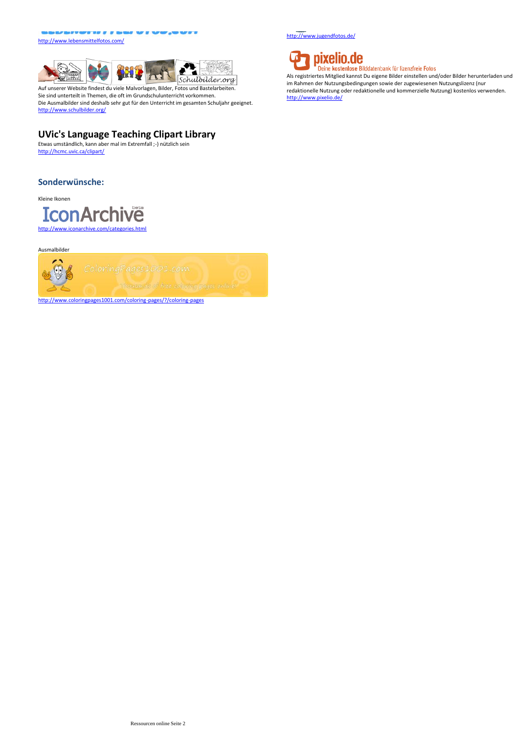http://www.lebensmittelfotos.com/

Auf unserer Website findest du viele Malvorlagen, Bilder, Fotos und Bastelarbeiten.
Sie sind unterteilt in Themen, die oft im Grundschulunterricht vorkommen.
Die Ausmalbilder sind deshalb sehr gut für den Unterricht im gesamten Schuljahr geeignet.
http://www.schulbilder.org/

## UVic's Language Teaching Clipart Library

Etwas umständlich, kann aber mal im Extremfall ;-) nützlich sein
http://hcmc.uvic.ca/clipart/

### Sonderwünsche:

Kleine Ikonen

http://www.iconarchive.com/categories.html

Ausmalbilder

http://www.coloringpages1001.com/coloring-pages/?/coloring-pages

http://www.jugendfotos.de/

Als registriertes Mitglied kannst Du eigene Bilder einstellen und/oder Bilder herunterladen und im Rahmen der Nutzungsbedingungen sowie der zugewiesenen Nutzungslizenz (nur redaktionelle Nutzung oder redaktionelle und kommerzielle Nutzung) kostenlos verwenden.
http://www.pixelio.de/